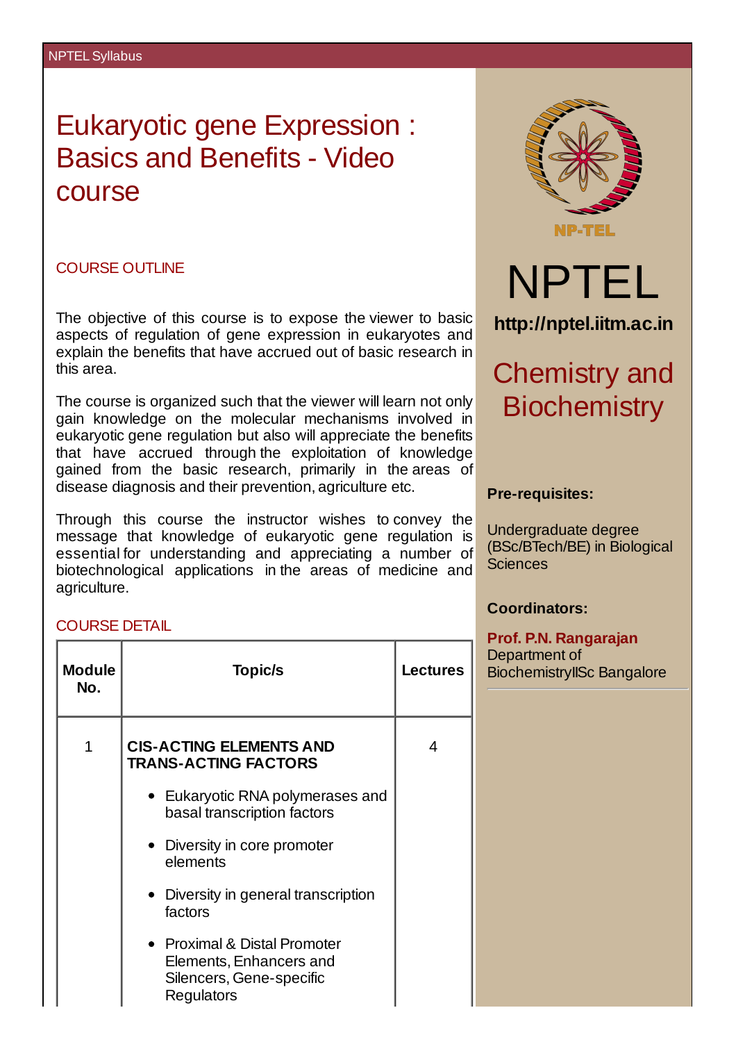# Eukaryotic gene Expression : Basics and Benefits - Video course

## COURSE OUTLINE

The objective of this course is to expose the viewer to basic aspects of regulation of gene expression in eukaryotes and explain the benefits that have accrued out of basic research in this area.

The course is organized such that the viewer will learn not only gain knowledge on the molecular mechanisms involved in eukaryotic gene regulation but also will appreciate the benefits that have accrued through the exploitation of knowledge gained from the basic research, primarily in the areas of disease diagnosis and their prevention, agriculture etc.

Through this course the instructor wishes to convey the message that knowledge of eukaryotic gene regulation is essential for understanding and appreciating a number of biotechnological applications in the areas of medicine and agriculture.

NPTEL

http://nptel.iitm.ac.in

## Chemistry and Biochemistry

**Pre-requisites:**

Undergraduate degree (BSc/BTech/BE) in Biological Sciences

**Coordinators:**

**Prof. P.N. Rangarajan**
Department of BiochemistryIISc Bangalore

## COURSE DETAIL

| Module No. | Topic/s | Lectures |
|---|---|---|
| 1 | **CIS-ACTING ELEMENTS AND TRANS-ACTING FACTORS**<br>• Eukaryotic RNA polymerases and basal transcription factors<br>• Diversity in core promoter elements<br>• Diversity in general transcription factors<br>• Proximal & Distal Promoter Elements, Enhancers and Silencers, Gene-specific Regulators | 4 |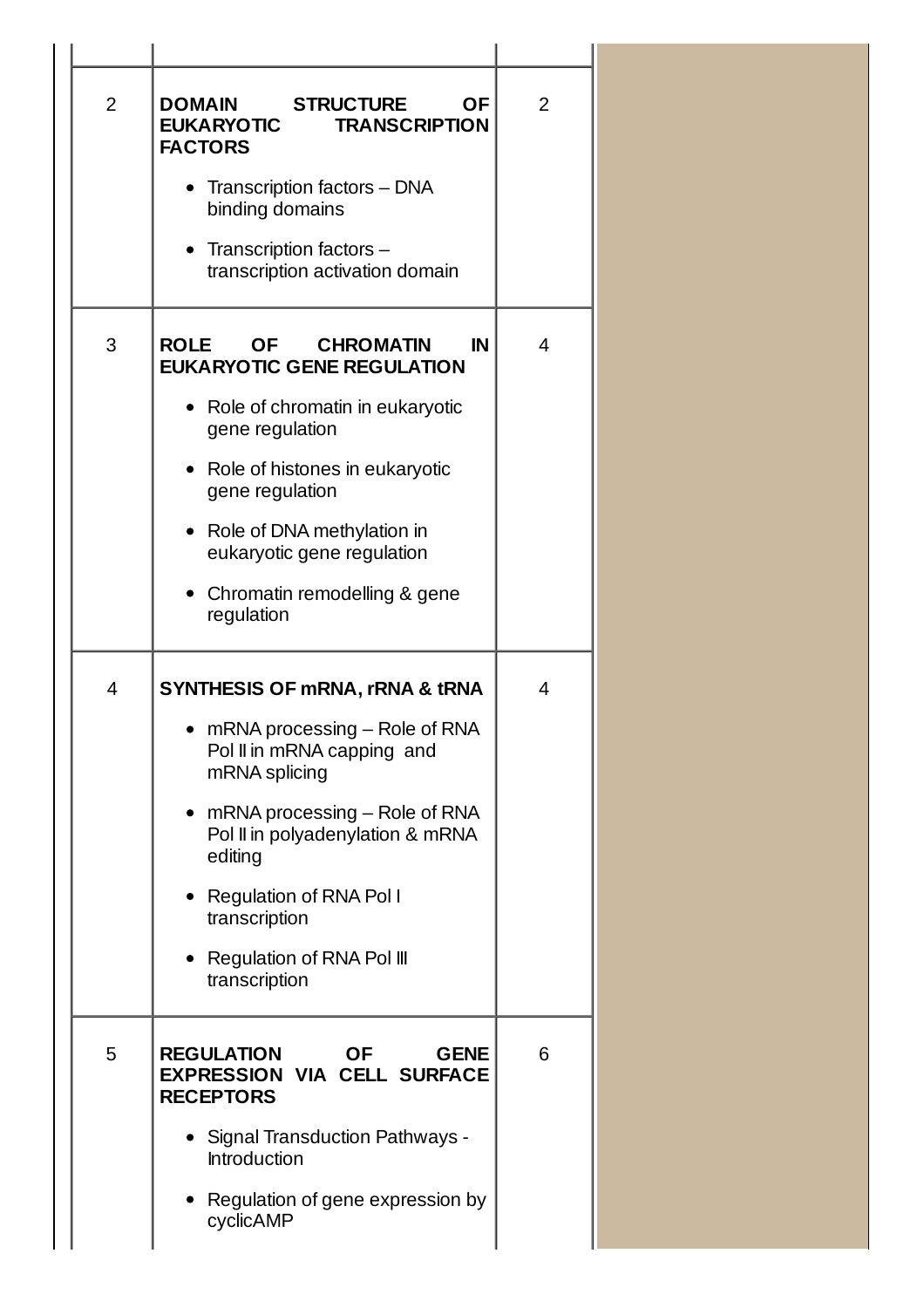| | | |
|---|---|---|
| 2 | **DOMAIN STRUCTURE OF EUKARYOTIC TRANSCRIPTION FACTORS**<br><br>• Transcription factors – DNA binding domains<br>• Transcription factors – transcription activation domain | 2 |
| 3 | **ROLE OF CHROMATIN IN EUKARYOTIC GENE REGULATION**<br><br>• Role of chromatin in eukaryotic gene regulation<br>• Role of histones in eukaryotic gene regulation<br>• Role of DNA methylation in eukaryotic gene regulation<br>• Chromatin remodelling & gene regulation | 4 |
| 4 | **SYNTHESIS OF mRNA, rRNA & tRNA**<br><br>• mRNA processing – Role of RNA Pol II in mRNA capping and mRNA splicing<br>• mRNA processing – Role of RNA Pol II in polyadenylation & mRNA editing<br>• Regulation of RNA Pol I transcription<br>• Regulation of RNA Pol III transcription | 4 |
| 5 | **REGULATION OF GENE EXPRESSION VIA CELL SURFACE RECEPTORS**<br><br>• Signal Transduction Pathways - Introduction<br>• Regulation of gene expression by cyclicAMP | 6 |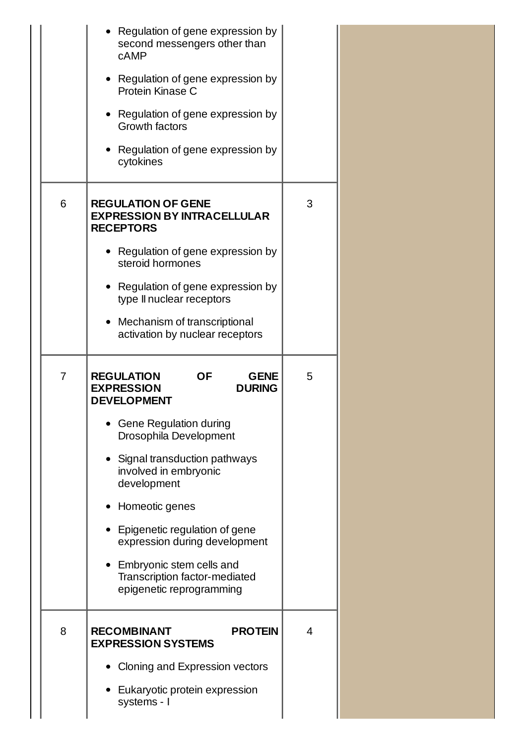| | | | |
|---|---|---|---|
| | • Regulation of gene expression by second messengers other than cAMP<br>• Regulation of gene expression by Protein Kinase C<br>• Regulation of gene expression by Growth factors<br>• Regulation of gene expression by cytokines | | |
| 6 | **REGULATION OF GENE EXPRESSION BY INTRACELLULAR RECEPTORS**<br>• Regulation of gene expression by steroid hormones<br>• Regulation of gene expression by type II nuclear receptors<br>• Mechanism of transcriptional activation by nuclear receptors | 3 | |
| 7 | **REGULATION OF GENE EXPRESSION DURING DEVELOPMENT**<br>• Gene Regulation during Drosophila Development<br>• Signal transduction pathways involved in embryonic development<br>• Homeotic genes<br>• Epigenetic regulation of gene expression during development<br>• Embryonic stem cells and Transcription factor-mediated epigenetic reprogramming | 5 | |
| 8 | **RECOMBINANT PROTEIN EXPRESSION SYSTEMS**<br>• Cloning and Expression vectors<br>• Eukaryotic protein expression systems - I | 4 | |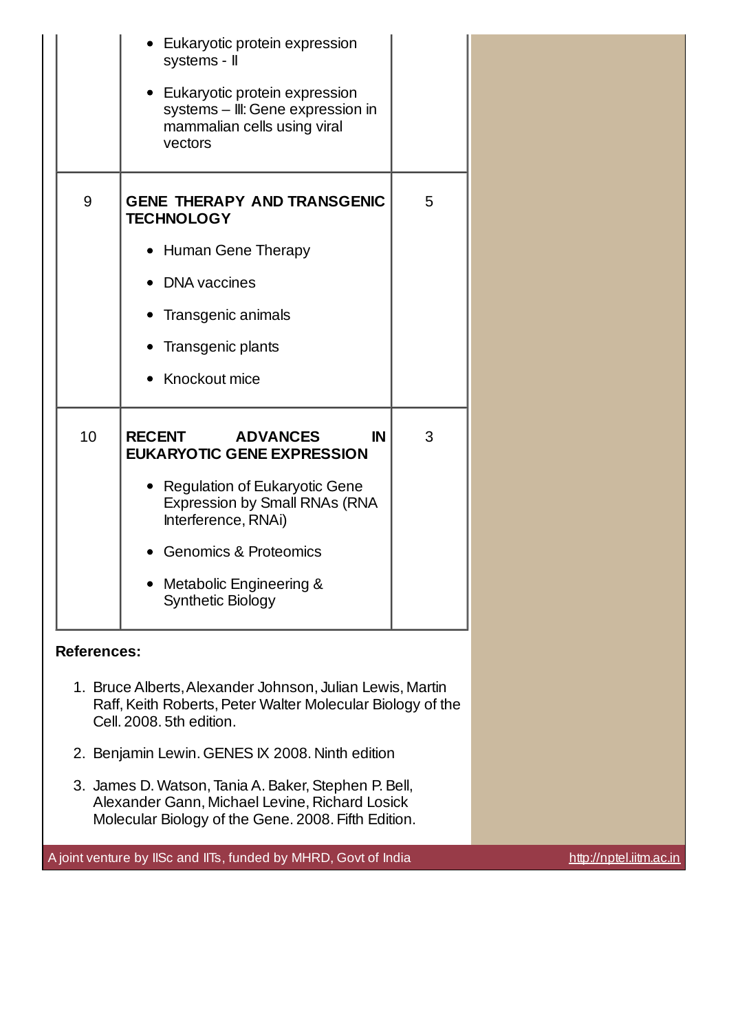| | | |
|---|---|---|
| | • Eukaryotic protein expression systems - II<br>• Eukaryotic protein expression systems – III: Gene expression in mammalian cells using viral vectors | |
| 9 | **GENE THERAPY AND TRANSGENIC TECHNOLOGY**<br>• Human Gene Therapy<br>• DNA vaccines<br>• Transgenic animals<br>• Transgenic plants<br>• Knockout mice | 5 |
| 10 | **RECENT ADVANCES IN EUKARYOTIC GENE EXPRESSION**<br>• Regulation of Eukaryotic Gene Expression by Small RNAs (RNA Interference, RNAi)<br>• Genomics & Proteomics<br>• Metabolic Engineering & Synthetic Biology | 3 |

**References:**

1. Bruce Alberts, Alexander Johnson, Julian Lewis, Martin Raff, Keith Roberts, Peter Walter Molecular Biology of the Cell. 2008. 5th edition.
2. Benjamin Lewin. GENES IX 2008. Ninth edition
3. James D. Watson, Tania A. Baker, Stephen P. Bell, Alexander Gann, Michael Levine, Richard Losick Molecular Biology of the Gene. 2008. Fifth Edition.